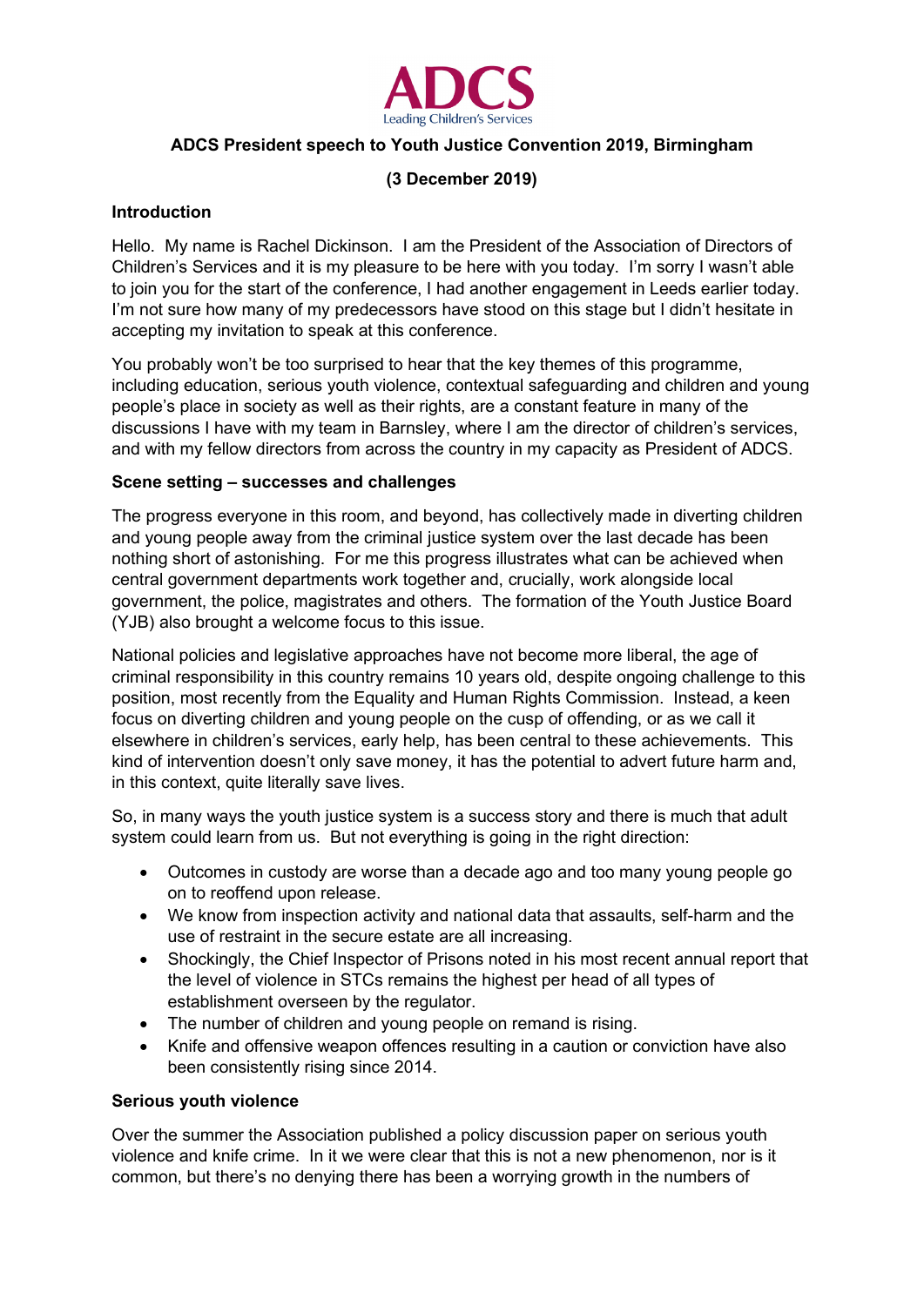ADCS

Leading Children's Services

**ADCS President speech to Youth Justice Convention 2019, Birmingham**

**(3 December 2019)**

**Introduction**

Hello. My name is Rachel Dickinson. I am the President of the Association of Directors of Children's Services and it is my pleasure to be here with you today. I'm sorry I wasn't able to join you for the start of the conference, I had another engagement in Leeds earlier today. I'm not sure how many of my predecessors have stood on this stage but I didn't hesitate in accepting my invitation to speak at this conference.

You probably won't be too surprised to hear that the key themes of this programme, including education, serious youth violence, contextual safeguarding and children and young people's place in society as well as their rights, are a constant feature in many of the discussions I have with my team in Barnsley, where I am the director of children's services, and with my fellow directors from across the country in my capacity as President of ADCS.

**Scene setting – successes and challenges**

The progress everyone in this room, and beyond, has collectively made in diverting children and young people away from the criminal justice system over the last decade has been nothing short of astonishing. For me this progress illustrates what can be achieved when central government departments work together and, crucially, work alongside local government, the police, magistrates and others. The formation of the Youth Justice Board (YJB) also brought a welcome focus to this issue.

National policies and legislative approaches have not become more liberal, the age of criminal responsibility in this country remains 10 years old, despite ongoing challenge to this position, most recently from the Equality and Human Rights Commission. Instead, a keen focus on diverting children and young people on the cusp of offending, or as we call it elsewhere in children's services, early help, has been central to these achievements. This kind of intervention doesn't only save money, it has the potential to advert future harm and, in this context, quite literally save lives.

So, in many ways the youth justice system is a success story and there is much that adult system could learn from us. But not everything is going in the right direction:

- Outcomes in custody are worse than a decade ago and too many young people go on to reoffend upon release.
- We know from inspection activity and national data that assaults, self-harm and the use of restraint in the secure estate are all increasing.
- Shockingly, the Chief Inspector of Prisons noted in his most recent annual report that the level of violence in STCs remains the highest per head of all types of establishment overseen by the regulator.
- The number of children and young people on remand is rising.
- Knife and offensive weapon offences resulting in a caution or conviction have also been consistently rising since 2014.

**Serious youth violence**

Over the summer the Association published a policy discussion paper on serious youth violence and knife crime. In it we were clear that this is not a new phenomenon, nor is it common, but there's no denying there has been a worrying growth in the numbers of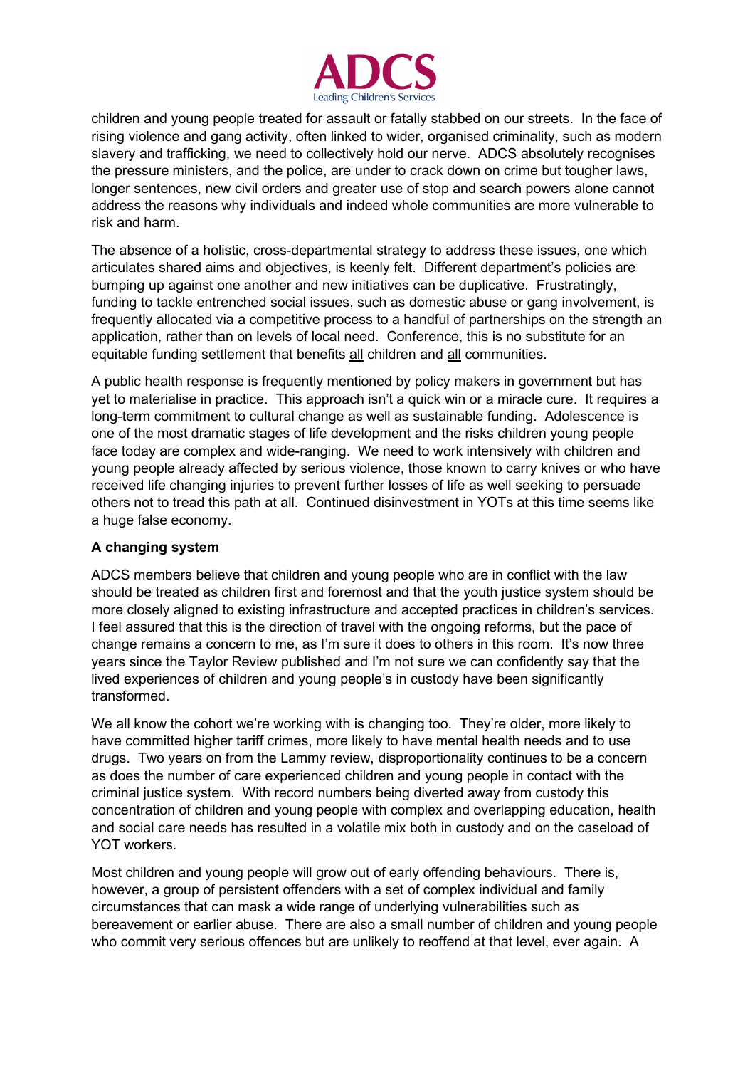children and young people treated for assault or fatally stabbed on our streets. In the face of rising violence and gang activity, often linked to wider, organised criminality, such as modern slavery and trafficking, we need to collectively hold our nerve. ADCS absolutely recognises the pressure ministers, and the police, are under to crack down on crime but tougher laws, longer sentences, new civil orders and greater use of stop and search powers alone cannot address the reasons why individuals and indeed whole communities are more vulnerable to risk and harm.

The absence of a holistic, cross-departmental strategy to address these issues, one which articulates shared aims and objectives, is keenly felt. Different department's policies are bumping up against one another and new initiatives can be duplicative. Frustratingly, funding to tackle entrenched social issues, such as domestic abuse or gang involvement, is frequently allocated via a competitive process to a handful of partnerships on the strength an application, rather than on levels of local need. Conference, this is no substitute for an equitable funding settlement that benefits <u>all</u> children and <u>all</u> communities.

A public health response is frequently mentioned by policy makers in government but has yet to materialise in practice. This approach isn't a quick win or a miracle cure. It requires a long-term commitment to cultural change as well as sustainable funding. Adolescence is one of the most dramatic stages of life development and the risks children young people face today are complex and wide-ranging. We need to work intensively with children and young people already affected by serious violence, those known to carry knives or who have received life changing injuries to prevent further losses of life as well seeking to persuade others not to tread this path at all. Continued disinvestment in YOTs at this time seems like a huge false economy.

**A changing system**

ADCS members believe that children and young people who are in conflict with the law should be treated as children first and foremost and that the youth justice system should be more closely aligned to existing infrastructure and accepted practices in children's services. I feel assured that this is the direction of travel with the ongoing reforms, but the pace of change remains a concern to me, as I'm sure it does to others in this room. It's now three years since the Taylor Review published and I'm not sure we can confidently say that the lived experiences of children and young people's in custody have been significantly transformed.

We all know the cohort we're working with is changing too. They're older, more likely to have committed higher tariff crimes, more likely to have mental health needs and to use drugs. Two years on from the Lammy review, disproportionality continues to be a concern as does the number of care experienced children and young people in contact with the criminal justice system. With record numbers being diverted away from custody this concentration of children and young people with complex and overlapping education, health and social care needs has resulted in a volatile mix both in custody and on the caseload of YOT workers.

Most children and young people will grow out of early offending behaviours. There is, however, a group of persistent offenders with a set of complex individual and family circumstances that can mask a wide range of underlying vulnerabilities such as bereavement or earlier abuse. There are also a small number of children and young people who commit very serious offences but are unlikely to reoffend at that level, ever again. A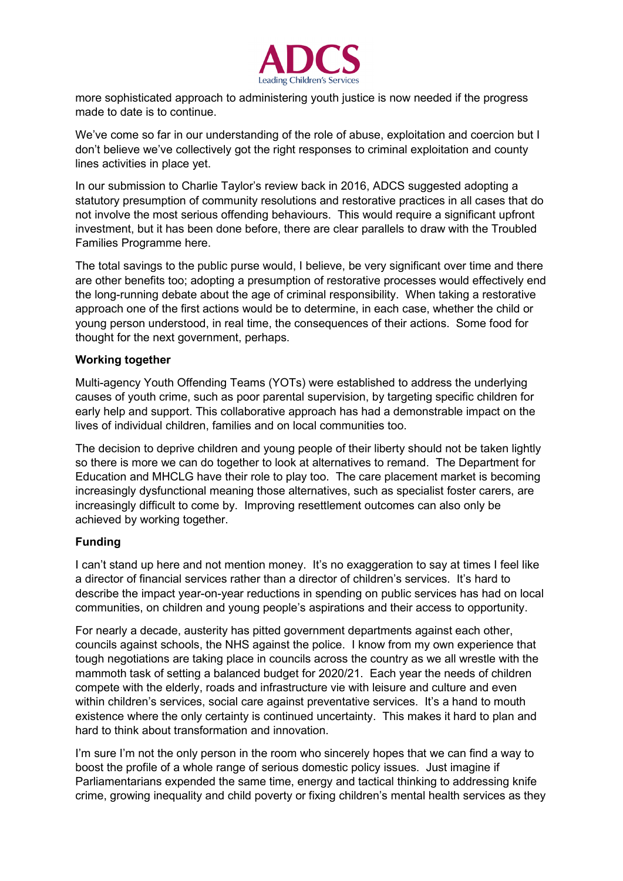more sophisticated approach to administering youth justice is now needed if the progress made to date is to continue.

We've come so far in our understanding of the role of abuse, exploitation and coercion but I don't believe we've collectively got the right responses to criminal exploitation and county lines activities in place yet.

In our submission to Charlie Taylor's review back in 2016, ADCS suggested adopting a statutory presumption of community resolutions and restorative practices in all cases that do not involve the most serious offending behaviours. This would require a significant upfront investment, but it has been done before, there are clear parallels to draw with the Troubled Families Programme here.

The total savings to the public purse would, I believe, be very significant over time and there are other benefits too; adopting a presumption of restorative processes would effectively end the long-running debate about the age of criminal responsibility. When taking a restorative approach one of the first actions would be to determine, in each case, whether the child or young person understood, in real time, the consequences of their actions. Some food for thought for the next government, perhaps.

**Working together**

Multi-agency Youth Offending Teams (YOTs) were established to address the underlying causes of youth crime, such as poor parental supervision, by targeting specific children for early help and support. This collaborative approach has had a demonstrable impact on the lives of individual children, families and on local communities too.

The decision to deprive children and young people of their liberty should not be taken lightly so there is more we can do together to look at alternatives to remand. The Department for Education and MHCLG have their role to play too. The care placement market is becoming increasingly dysfunctional meaning those alternatives, such as specialist foster carers, are increasingly difficult to come by. Improving resettlement outcomes can also only be achieved by working together.

**Funding**

I can't stand up here and not mention money. It's no exaggeration to say at times I feel like a director of financial services rather than a director of children's services. It's hard to describe the impact year-on-year reductions in spending on public services has had on local communities, on children and young people's aspirations and their access to opportunity.

For nearly a decade, austerity has pitted government departments against each other, councils against schools, the NHS against the police. I know from my own experience that tough negotiations are taking place in councils across the country as we all wrestle with the mammoth task of setting a balanced budget for 2020/21. Each year the needs of children compete with the elderly, roads and infrastructure vie with leisure and culture and even within children's services, social care against preventative services. It's a hand to mouth existence where the only certainty is continued uncertainty. This makes it hard to plan and hard to think about transformation and innovation.

I'm sure I'm not the only person in the room who sincerely hopes that we can find a way to boost the profile of a whole range of serious domestic policy issues. Just imagine if Parliamentarians expended the same time, energy and tactical thinking to addressing knife crime, growing inequality and child poverty or fixing children's mental health services as they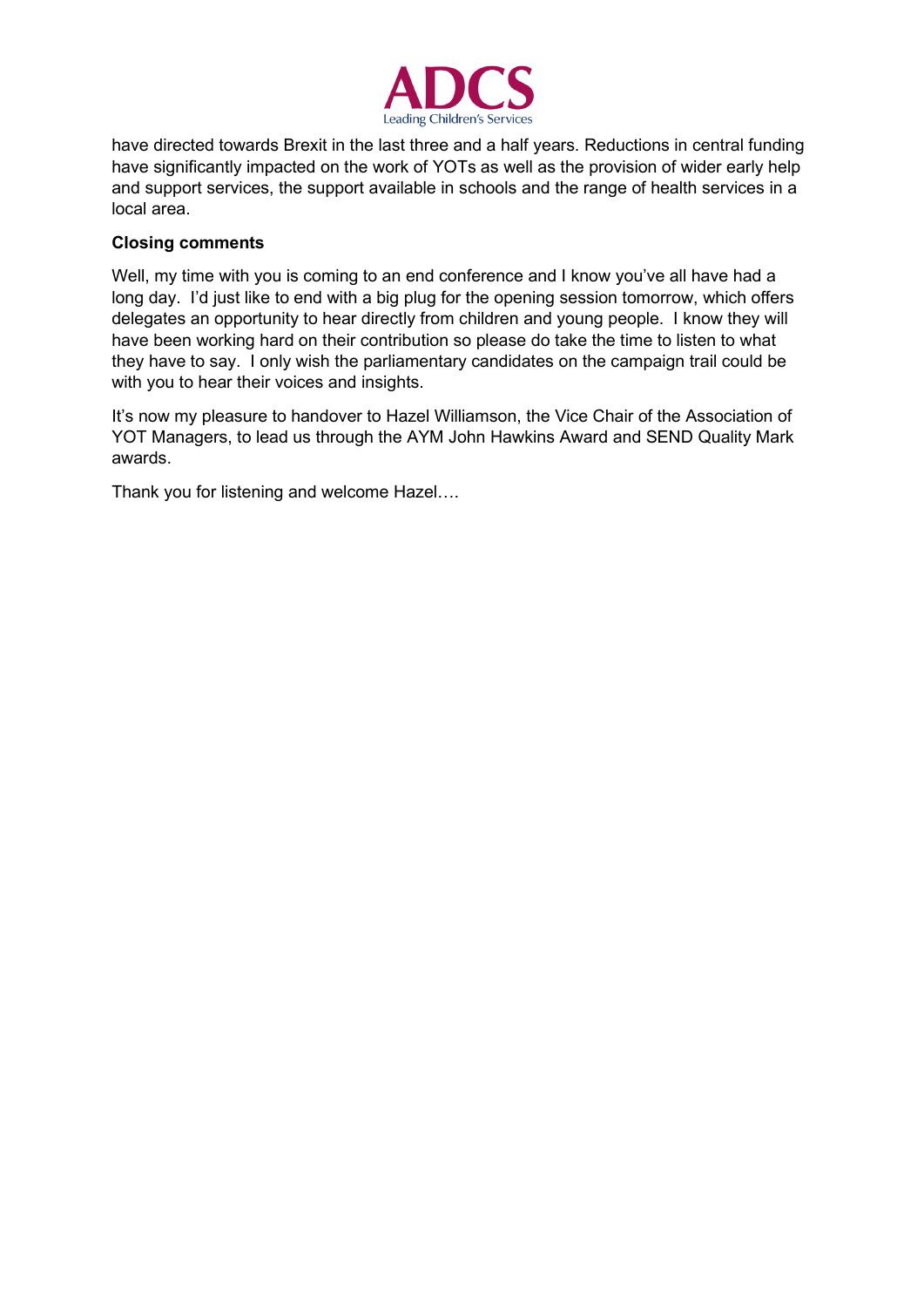have directed towards Brexit in the last three and a half years. Reductions in central funding have significantly impacted on the work of YOTs as well as the provision of wider early help and support services, the support available in schools and the range of health services in a local area.

**Closing comments**

Well, my time with you is coming to an end conference and I know you've all have had a long day. I'd just like to end with a big plug for the opening session tomorrow, which offers delegates an opportunity to hear directly from children and young people. I know they will have been working hard on their contribution so please do take the time to listen to what they have to say. I only wish the parliamentary candidates on the campaign trail could be with you to hear their voices and insights.

It's now my pleasure to handover to Hazel Williamson, the Vice Chair of the Association of YOT Managers, to lead us through the AYM John Hawkins Award and SEND Quality Mark awards.

Thank you for listening and welcome Hazel….